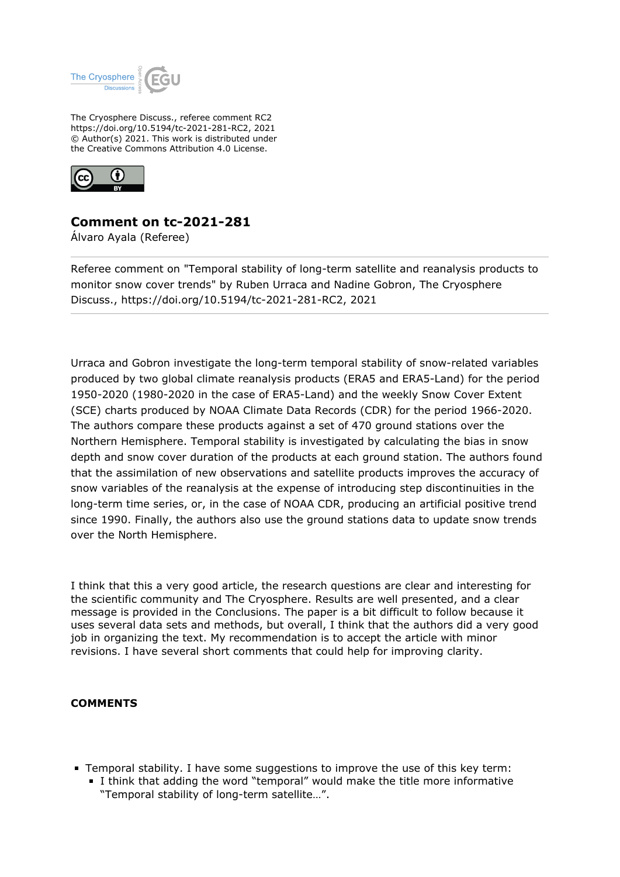The Cryosphere Discuss., referee comment RC2
https://doi.org/10.5194/tc-2021-281-RC2, 2021
© Author(s) 2021. This work is distributed under
the Creative Commons Attribution 4.0 License.

## Comment on tc-2021-281

Álvaro Ayala (Referee)

Referee comment on "Temporal stability of long-term satellite and reanalysis products to monitor snow cover trends" by Ruben Urraca and Nadine Gobron, The Cryosphere Discuss., https://doi.org/10.5194/tc-2021-281-RC2, 2021

---

Urraca and Gobron investigate the long-term temporal stability of snow-related variables produced by two global climate reanalysis products (ERA5 and ERA5-Land) for the period 1950-2020 (1980-2020 in the case of ERA5-Land) and the weekly Snow Cover Extent (SCE) charts produced by NOAA Climate Data Records (CDR) for the period 1966-2020. The authors compare these products against a set of 470 ground stations over the Northern Hemisphere. Temporal stability is investigated by calculating the bias in snow depth and snow cover duration of the products at each ground station. The authors found that the assimilation of new observations and satellite products improves the accuracy of snow variables of the reanalysis at the expense of introducing step discontinuities in the long-term time series, or, in the case of NOAA CDR, producing an artificial positive trend since 1990. Finally, the authors also use the ground stations data to update snow trends over the North Hemisphere.

I think that this a very good article, the research questions are clear and interesting for the scientific community and The Cryosphere. Results are well presented, and a clear message is provided in the Conclusions. The paper is a bit difficult to follow because it uses several data sets and methods, but overall, I think that the authors did a very good job in organizing the text. My recommendation is to accept the article with minor revisions. I have several short comments that could help for improving clarity.

**COMMENTS**

- Temporal stability. I have some suggestions to improve the use of this key term:
  - I think that adding the word "temporal" would make the title more informative "Temporal stability of long-term satellite…".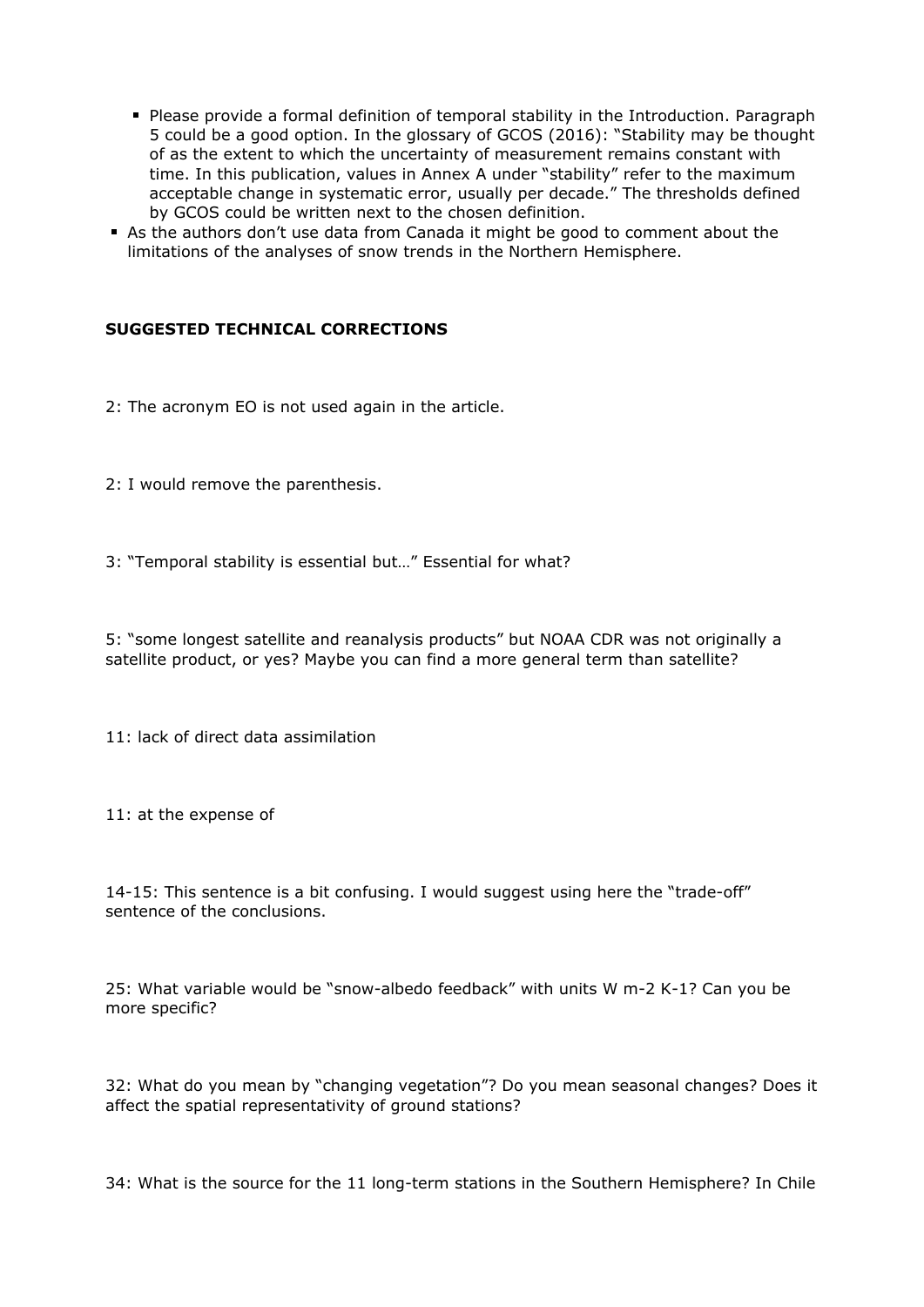- Please provide a formal definition of temporal stability in the Introduction. Paragraph 5 could be a good option. In the glossary of GCOS (2016): "Stability may be thought of as the extent to which the uncertainty of measurement remains constant with time. In this publication, values in Annex A under "stability" refer to the maximum acceptable change in systematic error, usually per decade." The thresholds defined by GCOS could be written next to the chosen definition.
- As the authors don't use data from Canada it might be good to comment about the limitations of the analyses of snow trends in the Northern Hemisphere.

**SUGGESTED TECHNICAL CORRECTIONS**

2: The acronym EO is not used again in the article.

2: I would remove the parenthesis.

3: "Temporal stability is essential but…" Essential for what?

5: "some longest satellite and reanalysis products" but NOAA CDR was not originally a satellite product, or yes? Maybe you can find a more general term than satellite?

11: lack of direct data assimilation

11: at the expense of

14-15: This sentence is a bit confusing. I would suggest using here the "trade-off" sentence of the conclusions.

25: What variable would be "snow-albedo feedback" with units W m-2 K-1? Can you be more specific?

32: What do you mean by "changing vegetation"? Do you mean seasonal changes? Does it affect the spatial representativity of ground stations?

34: What is the source for the 11 long-term stations in the Southern Hemisphere? In Chile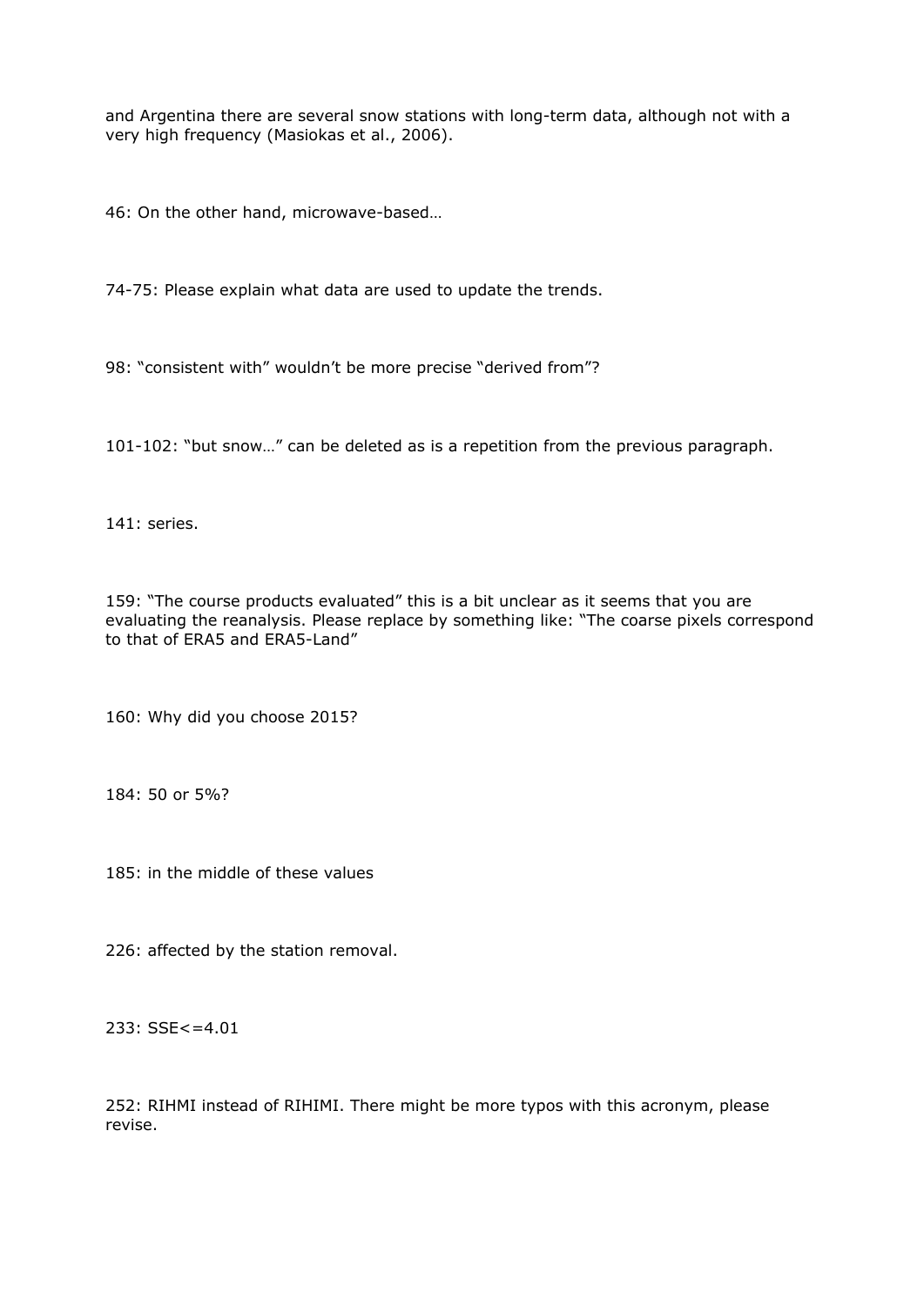and Argentina there are several snow stations with long-term data, although not with a very high frequency (Masiokas et al., 2006).

46: On the other hand, microwave-based…

74-75: Please explain what data are used to update the trends.

98: “consistent with” wouldn’t be more precise “derived from”?

101-102: “but snow…” can be deleted as is a repetition from the previous paragraph.

141: series.

159: “The course products evaluated” this is a bit unclear as it seems that you are evaluating the reanalysis. Please replace by something like: “The coarse pixels correspond to that of ERA5 and ERA5-Land”

160: Why did you choose 2015?

184: 50 or 5%?

185: in the middle of these values

226: affected by the station removal.

233: SSE<=4.01

252: RIHMI instead of RIHIMI. There might be more typos with this acronym, please revise.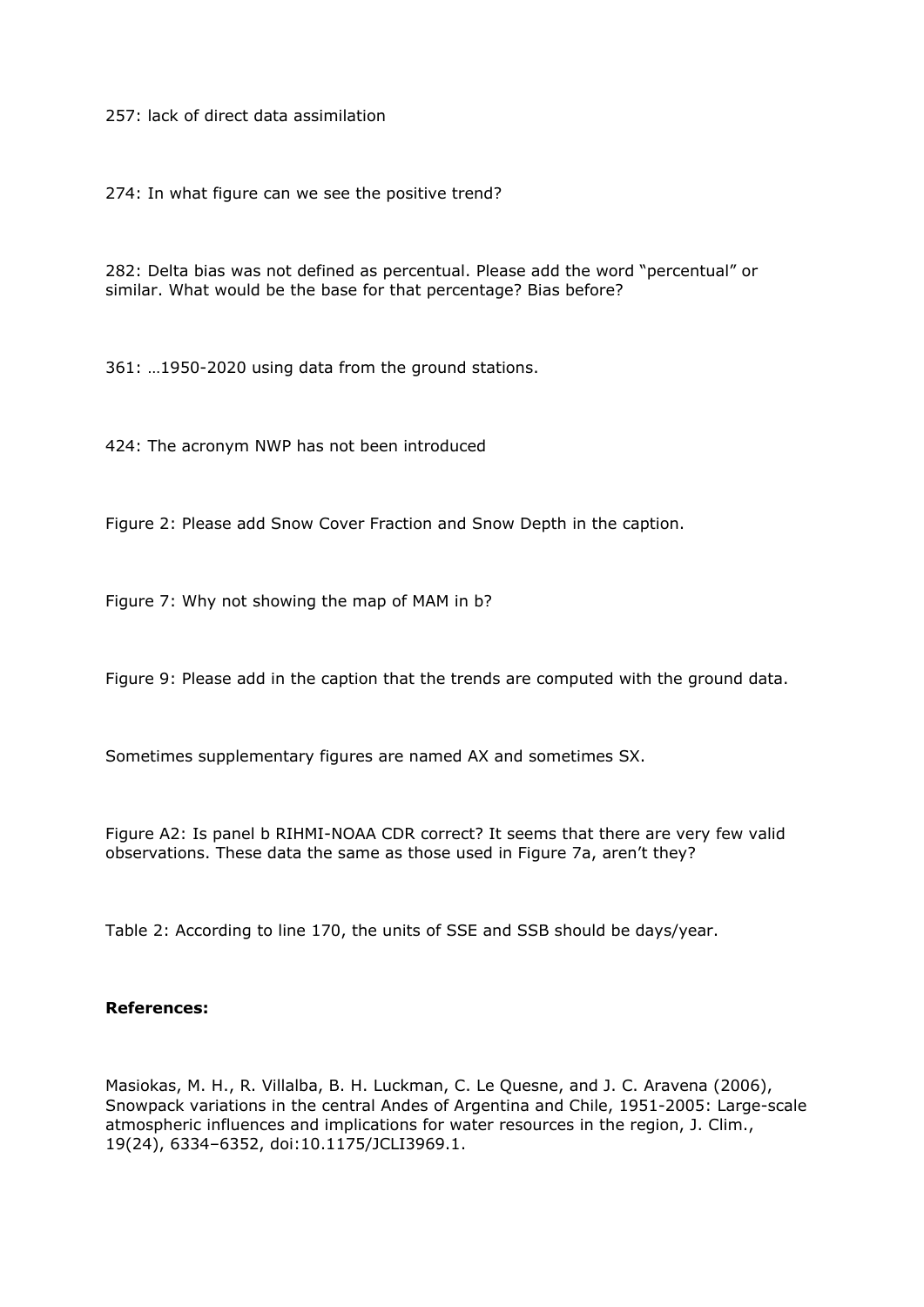257: lack of direct data assimilation

274: In what figure can we see the positive trend?

282: Delta bias was not defined as percentual. Please add the word "percentual" or similar. What would be the base for that percentage? Bias before?

361: …1950-2020 using data from the ground stations.

424: The acronym NWP has not been introduced

Figure 2: Please add Snow Cover Fraction and Snow Depth in the caption.

Figure 7: Why not showing the map of MAM in b?

Figure 9: Please add in the caption that the trends are computed with the ground data.

Sometimes supplementary figures are named AX and sometimes SX.

Figure A2: Is panel b RIHMI-NOAA CDR correct? It seems that there are very few valid observations. These data the same as those used in Figure 7a, aren't they?

Table 2: According to line 170, the units of SSE and SSB should be days/year.

**References:**

Masiokas, M. H., R. Villalba, B. H. Luckman, C. Le Quesne, and J. C. Aravena (2006), Snowpack variations in the central Andes of Argentina and Chile, 1951-2005: Large-scale atmospheric influences and implications for water resources in the region, J. Clim., 19(24), 6334–6352, doi:10.1175/JCLI3969.1.